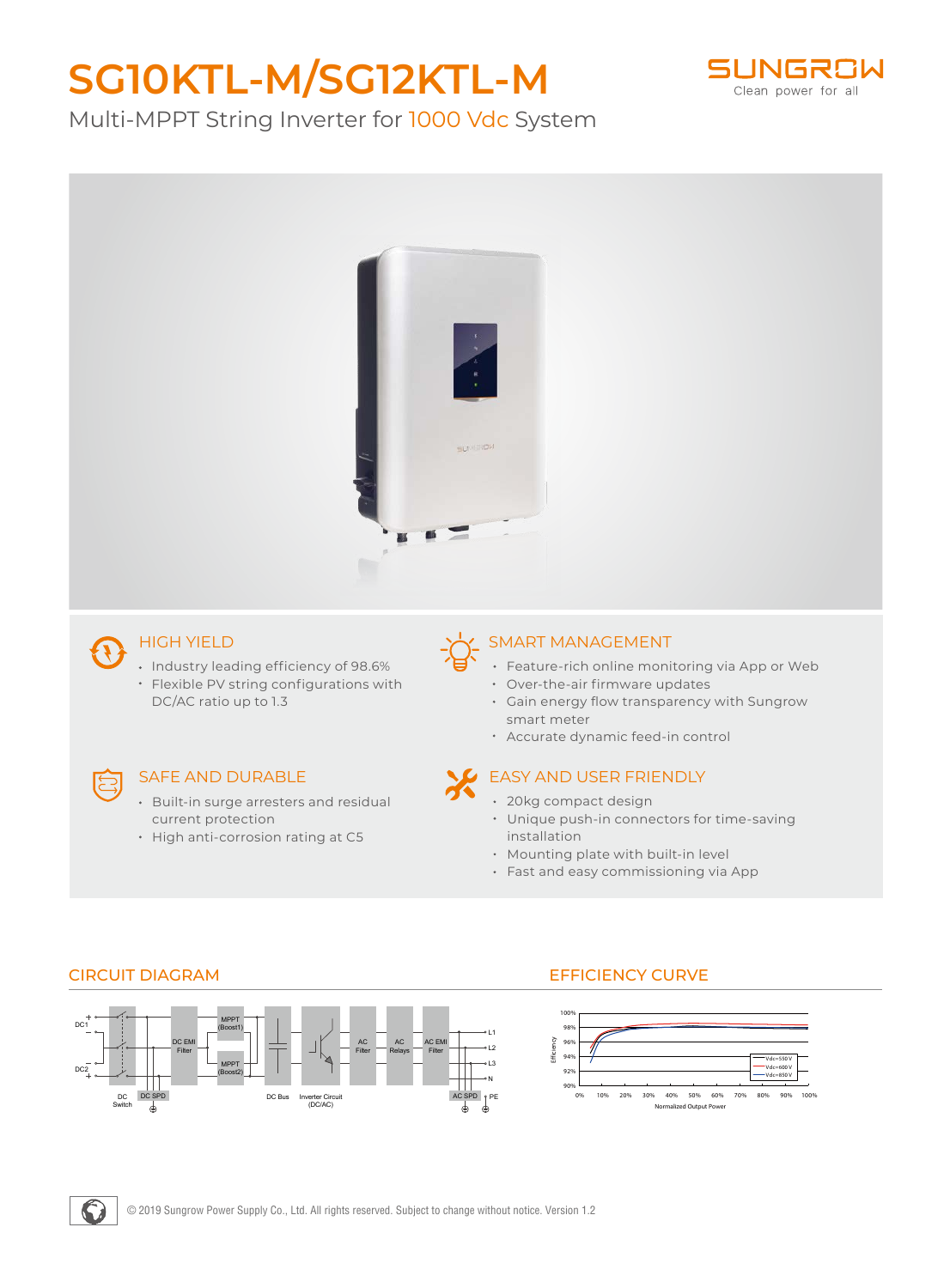# SG10KTL-M/SG12KTL-M

Multi-MPPT String Inverter for 1000 Vdc System

SUNGROW
Clean power for all

## HIGH YIELD

- Industry leading efficiency of 98.6%
- Flexible PV string configurations with DC/AC ratio up to 1.3

## SMART MANAGEMENT

- Feature-rich online monitoring via App or Web
- Over-the-air firmware updates
- Gain energy flow transparency with Sungrow smart meter
- Accurate dynamic feed-in control

## SAFE AND DURABLE

- Built-in surge arresters and residual current protection
- High anti-corrosion rating at C5

## EASY AND USER FRIENDLY

- 20kg compact design
- Unique push-in connectors for time-saving installation
- Mounting plate with built-in level
- Fast and easy commissioning via App

## CIRCUIT DIAGRAM

DC1, DC2, DC Switch, DC SPD, DC EMI Filter, MPPT (Boost1), MPPT (Boost2), DC Bus, Inverter Circuit (DC/AC), AC Filter, AC Relays, AC EMI Filter, AC SPD, L1, L2, L3, N, PE

## EFFICIENCY CURVE

Efficiency (90%–100%) vs. Normalized Output Power (0%–100%); curves: Vdc=550 V, Vdc=600 V, Vdc=850 V

© 2019 Sungrow Power Supply Co., Ltd. All rights reserved. Subject to change without notice. Version 1.2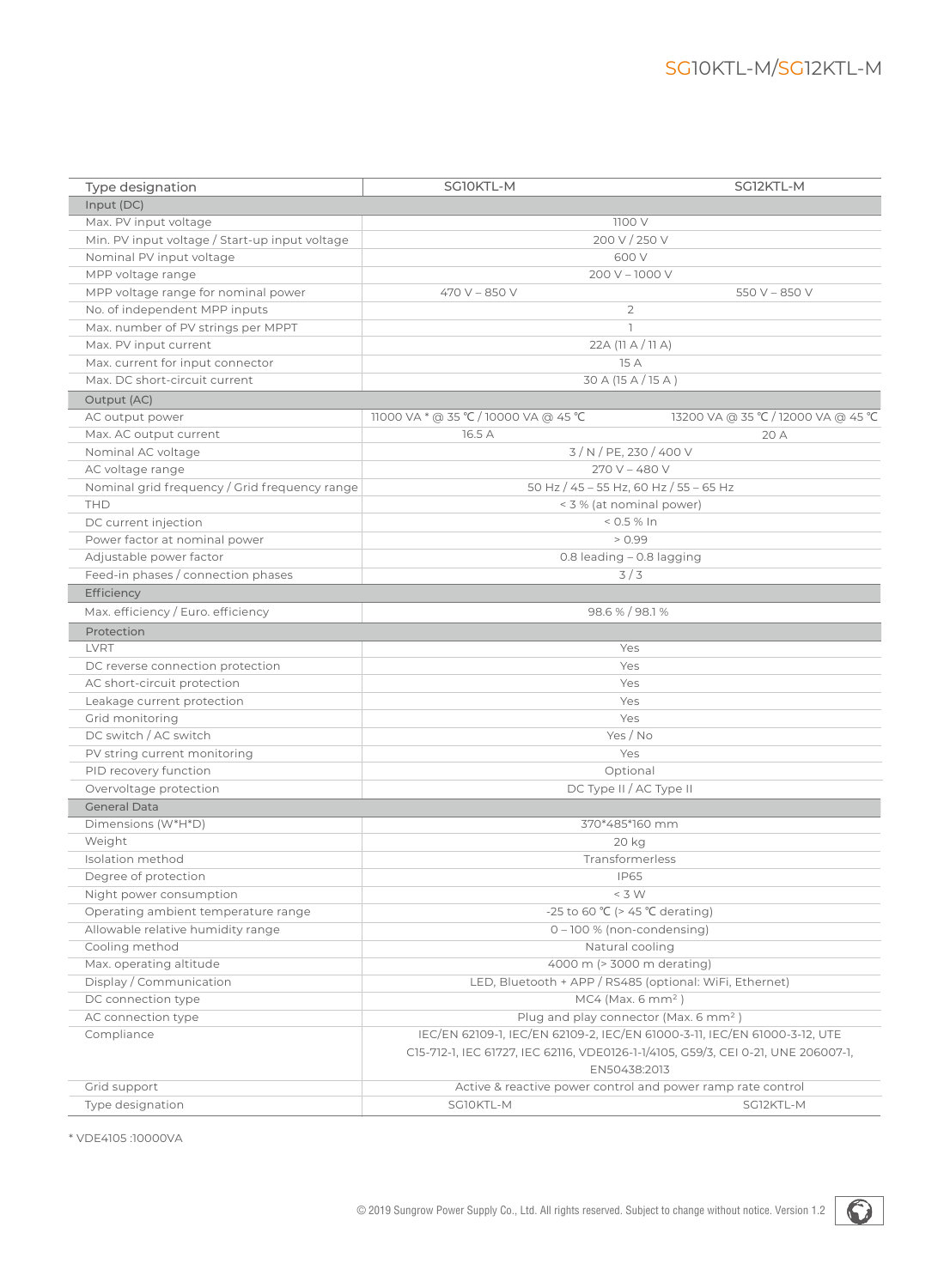# SG10KTL-M/SG12KTL-M

| Type designation | SG10KTL-M | SG12KTL-M |
|---|---|---|
| **Input (DC)** | | |
| Max. PV input voltage | 1100 V | |
| Min. PV input voltage / Start-up input voltage | 200 V / 250 V | |
| Nominal PV input voltage | 600 V | |
| MPP voltage range | 200 V – 1000 V | |
| MPP voltage range for nominal power | 470 V – 850 V | 550 V – 850 V |
| No. of independent MPP inputs | 2 | |
| Max. number of PV strings per MPPT | 1 | |
| Max. PV input current | 22A (11 A / 11 A) | |
| Max. current for input connector | 15 A | |
| Max. DC short-circuit current | 30 A (15 A / 15 A ) | |
| **Output (AC)** | | |
| AC output power | 11000 VA * @ 35 ℃ / 10000 VA @ 45 ℃ | 13200 VA @ 35 ℃ / 12000 VA @ 45 ℃ |
| Max. AC output current | 16.5 A | 20 A |
| Nominal AC voltage | 3 / N / PE, 230 / 400 V | |
| AC voltage range | 270 V – 480 V | |
| Nominal grid frequency / Grid frequency range | 50 Hz / 45 – 55 Hz, 60 Hz / 55 – 65 Hz | |
| THD | < 3 % (at nominal power) | |
| DC current injection | < 0.5 % In | |
| Power factor at nominal power | > 0.99 | |
| Adjustable power factor | 0.8 leading – 0.8 lagging | |
| Feed-in phases / connection phases | 3 / 3 | |
| **Efficiency** | | |
| Max. efficiency / Euro. efficiency | 98.6 % / 98.1 % | |
| **Protection** | | |
| LVRT | Yes | |
| DC reverse connection protection | Yes | |
| AC short-circuit protection | Yes | |
| Leakage current protection | Yes | |
| Grid monitoring | Yes | |
| DC switch / AC switch | Yes / No | |
| PV string current monitoring | Yes | |
| PID recovery function | Optional | |
| Overvoltage protection | DC Type II / AC Type II | |
| **General Data** | | |
| Dimensions (W*H*D) | 370*485*160 mm | |
| Weight | 20 kg | |
| Isolation method | Transformerless | |
| Degree of protection | IP65 | |
| Night power consumption | < 3 W | |
| Operating ambient temperature range | -25 to 60 ℃ (> 45 ℃ derating) | |
| Allowable relative humidity range | 0 – 100 % (non-condensing) | |
| Cooling method | Natural cooling | |
| Max. operating altitude | 4000 m (> 3000 m derating) | |
| Display / Communication | LED, Bluetooth + APP / RS485 (optional: WiFi, Ethernet) | |
| DC connection type | MC4 (Max. 6 mm² ) | |
| AC connection type | Plug and play connector (Max. 6 mm² ) | |
| Compliance | IEC/EN 62109-1, IEC/EN 62109-2, IEC/EN 61000-3-11, IEC/EN 61000-3-12, UTE C15-712-1, IEC 61727, IEC 62116, VDE0126-1-1/4105, G59/3, CEI 0-21, UNE 206007-1, EN50438:2013 | |
| Grid support | Active & reactive power control and power ramp rate control | |
| Type designation | SG10KTL-M | SG12KTL-M |

* VDE4105 :10000VA

© 2019 Sungrow Power Supply Co., Ltd. All rights reserved. Subject to change without notice. Version 1.2